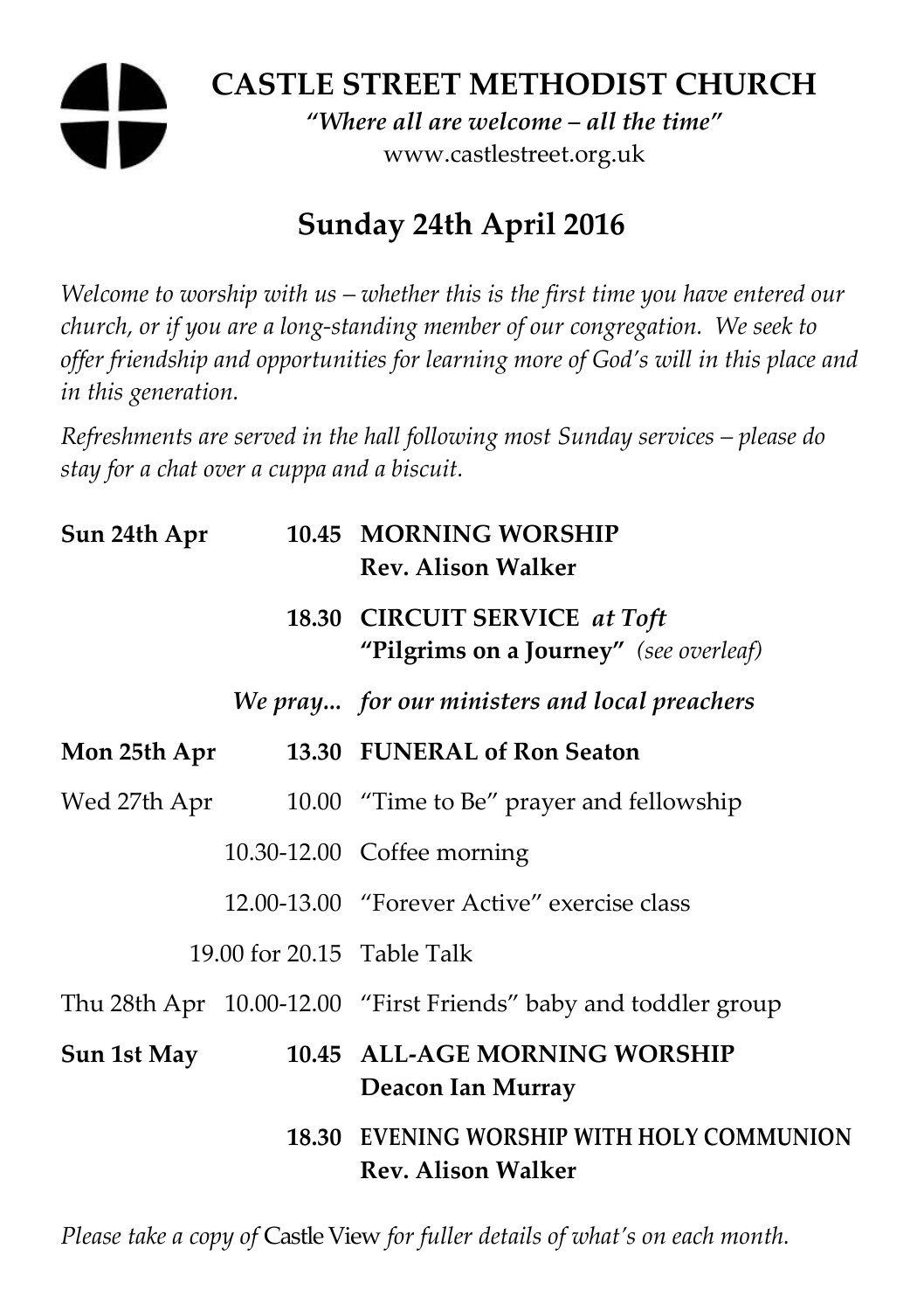# CASTLE STREET METHODIST CHURCH

*"Where all are welcome – all the time"*

www.castlestreet.org.uk

## Sunday 24th April 2016

*Welcome to worship with us – whether this is the first time you have entered our church, or if you are a long-standing member of our congregation. We seek to offer friendship and opportunities for learning more of God's will in this place and in this generation.*

*Refreshments are served in the hall following most Sunday services – please do stay for a chat over a cuppa and a biscuit.*

| | | |
|---|---|---|
| **Sun 24th Apr** | **10.45** | **MORNING WORSHIP** **Rev. Alison Walker** |
| | **18.30** | **CIRCUIT SERVICE** ***at Toft*** **"Pilgrims on a Journey"** *(see overleaf)* |
| | *We pray...* | ***for our ministers and local preachers*** |
| **Mon 25th Apr** | **13.30** | **FUNERAL of Ron Seaton** |
| Wed 27th Apr | 10.00 | "Time to Be" prayer and fellowship |
| | 10.30-12.00 | Coffee morning |
| | 12.00-13.00 | "Forever Active" exercise class |
| | 19.00 for 20.15 | Table Talk |
| Thu 28th Apr | 10.00-12.00 | "First Friends" baby and toddler group |
| **Sun 1st May** | **10.45** | **ALL-AGE MORNING WORSHIP** **Deacon Ian Murray** |
| | **18.30** | **EVENING WORSHIP WITH HOLY COMMUNION** **Rev. Alison Walker** |

*Please take a copy of* Castle View *for fuller details of what's on each month.*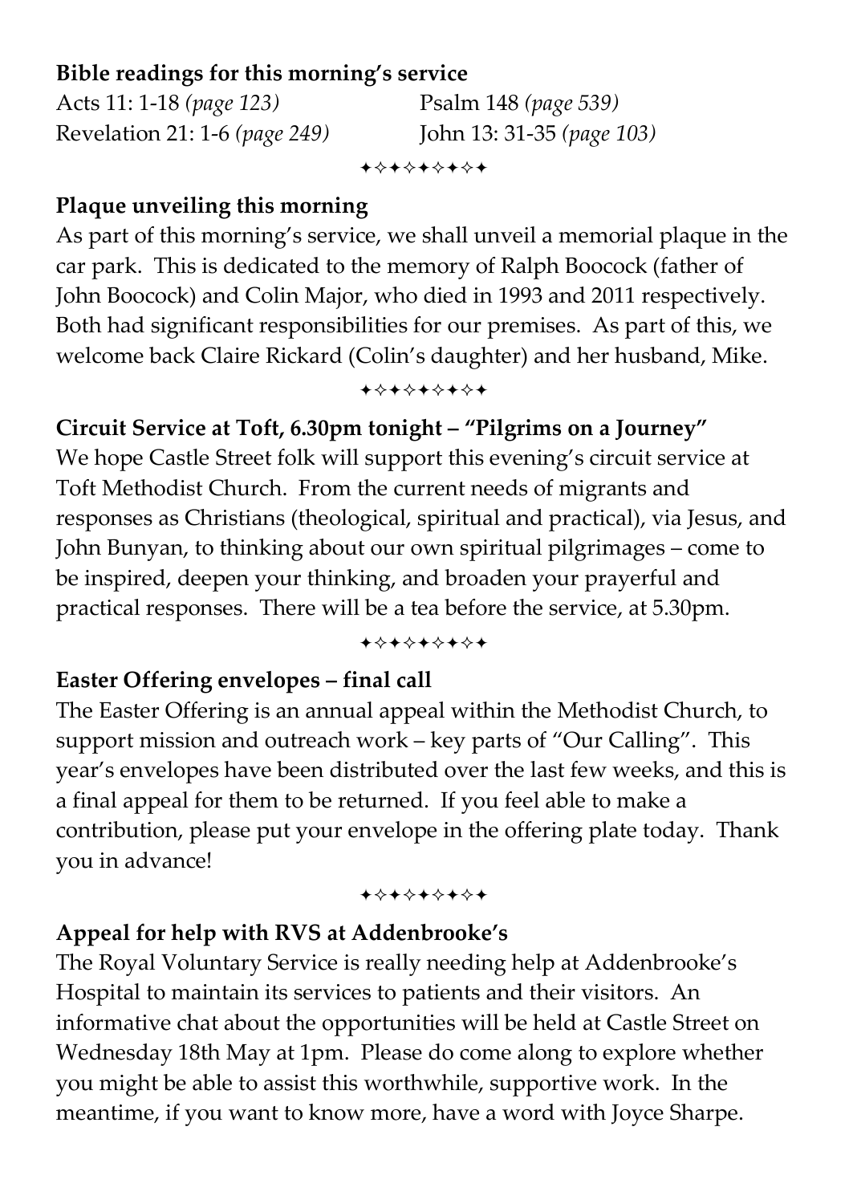**Bible readings for this morning's service**

Acts 11: 1-18 *(page 123)*
Psalm 148 *(page 539)*
Revelation 21: 1-6 *(page 249)*
John 13: 31-35 *(page 103)*

✦✧✦✧✦✧✦✧✦

**Plaque unveiling this morning**

As part of this morning's service, we shall unveil a memorial plaque in the car park. This is dedicated to the memory of Ralph Boocock (father of John Boocock) and Colin Major, who died in 1993 and 2011 respectively. Both had significant responsibilities for our premises. As part of this, we welcome back Claire Rickard (Colin's daughter) and her husband, Mike.

✦✧✦✧✦✧✦✧✦

**Circuit Service at Toft, 6.30pm tonight – "Pilgrims on a Journey"**

We hope Castle Street folk will support this evening's circuit service at Toft Methodist Church. From the current needs of migrants and responses as Christians (theological, spiritual and practical), via Jesus, and John Bunyan, to thinking about our own spiritual pilgrimages – come to be inspired, deepen your thinking, and broaden your prayerful and practical responses. There will be a tea before the service, at 5.30pm.

✦✧✦✧✦✧✦✧✦

**Easter Offering envelopes – final call**

The Easter Offering is an annual appeal within the Methodist Church, to support mission and outreach work – key parts of "Our Calling". This year's envelopes have been distributed over the last few weeks, and this is a final appeal for them to be returned. If you feel able to make a contribution, please put your envelope in the offering plate today. Thank you in advance!

✦✧✦✧✦✧✦✧✦

**Appeal for help with RVS at Addenbrooke's**

The Royal Voluntary Service is really needing help at Addenbrooke's Hospital to maintain its services to patients and their visitors. An informative chat about the opportunities will be held at Castle Street on Wednesday 18th May at 1pm. Please do come along to explore whether you might be able to assist this worthwhile, supportive work. In the meantime, if you want to know more, have a word with Joyce Sharpe.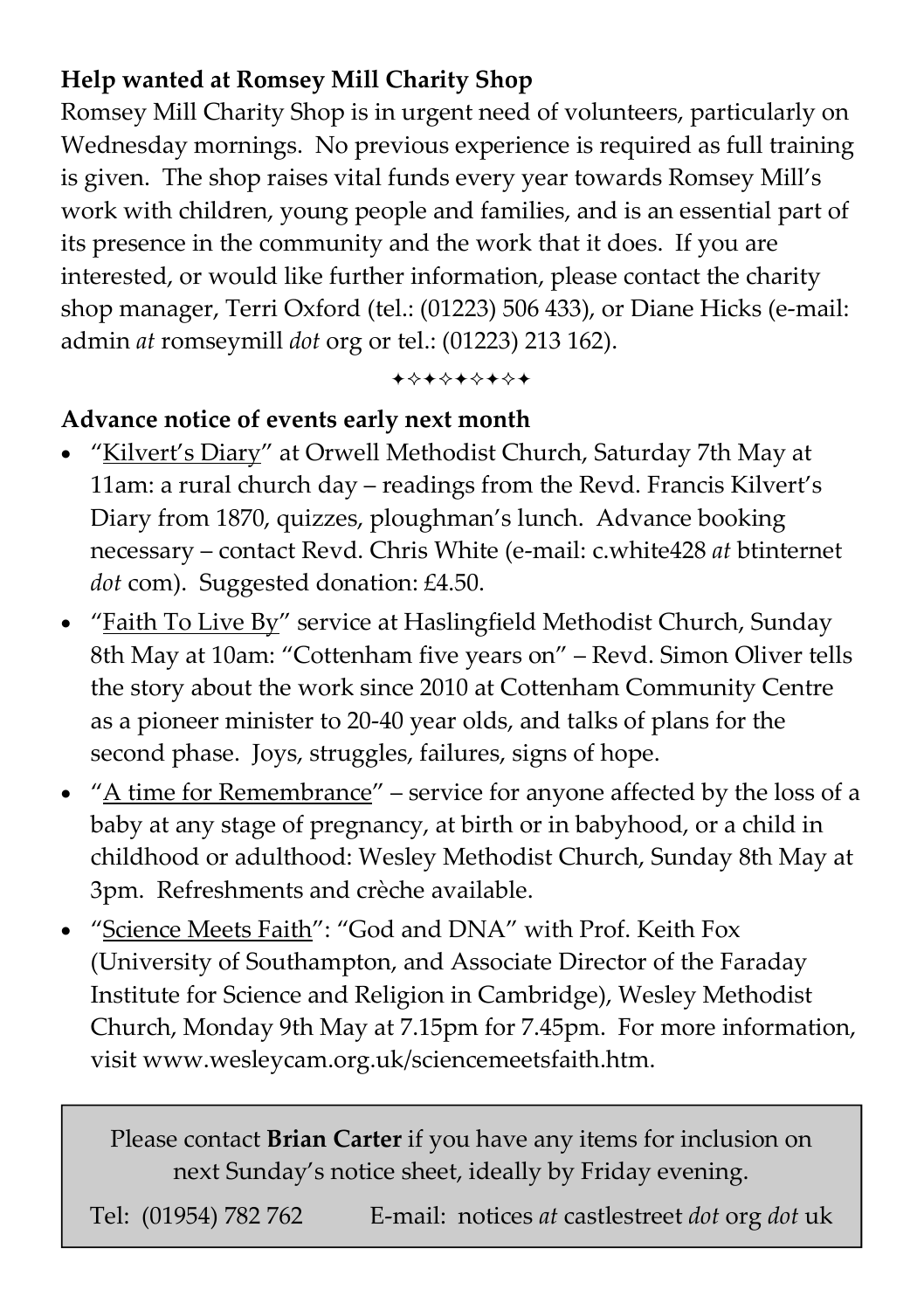**Help wanted at Romsey Mill Charity Shop**

Romsey Mill Charity Shop is in urgent need of volunteers, particularly on Wednesday mornings. No previous experience is required as full training is given. The shop raises vital funds every year towards Romsey Mill's work with children, young people and families, and is an essential part of its presence in the community and the work that it does. If you are interested, or would like further information, please contact the charity shop manager, Terri Oxford (tel.: (01223) 506 433), or Diane Hicks (e-mail: admin *at* romseymill *dot* org or tel.: (01223) 213 162).

✦✧✦✧✦✧✦✧✦

**Advance notice of events early next month**

- "Kilvert's Diary" at Orwell Methodist Church, Saturday 7th May at 11am: a rural church day – readings from the Revd. Francis Kilvert's Diary from 1870, quizzes, ploughman's lunch. Advance booking necessary – contact Revd. Chris White (e-mail: c.white428 *at* btinternet *dot* com). Suggested donation: £4.50.
- "Faith To Live By" service at Haslingfield Methodist Church, Sunday 8th May at 10am: "Cottenham five years on" – Revd. Simon Oliver tells the story about the work since 2010 at Cottenham Community Centre as a pioneer minister to 20-40 year olds, and talks of plans for the second phase. Joys, struggles, failures, signs of hope.
- "A time for Remembrance" – service for anyone affected by the loss of a baby at any stage of pregnancy, at birth or in babyhood, or a child in childhood or adulthood: Wesley Methodist Church, Sunday 8th May at 3pm. Refreshments and crèche available.
- "Science Meets Faith": "God and DNA" with Prof. Keith Fox (University of Southampton, and Associate Director of the Faraday Institute for Science and Religion in Cambridge), Wesley Methodist Church, Monday 9th May at 7.15pm for 7.45pm. For more information, visit www.wesleycam.org.uk/sciencemeetsfaith.htm.

Please contact **Brian Carter** if you have any items for inclusion on next Sunday's notice sheet, ideally by Friday evening.

Tel: (01954) 782 762 E-mail: notices *at* castlestreet *dot* org *dot* uk